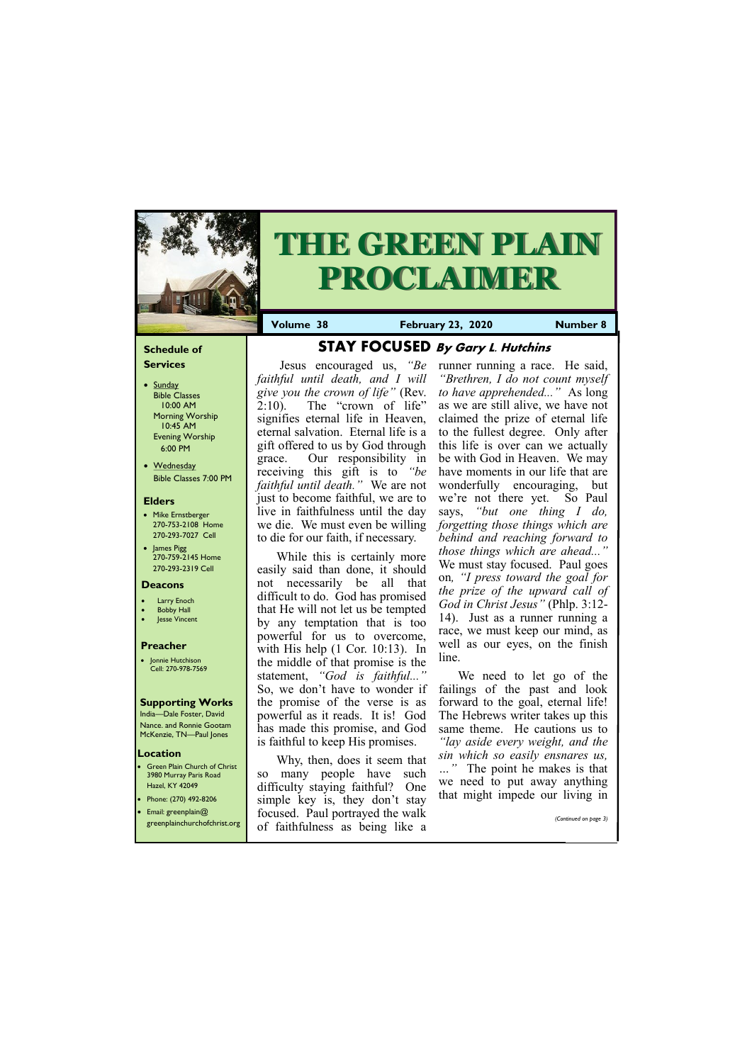# THE GREEN PLAIN PROCLAIMER

**Volume 38** | **February 23, 2020** | **Number 8**

## Schedule of Services

- Sunday
  - Bible Classes 10:00 AM
  - Morning Worship 10:45 AM
  - Evening Worship 6:00 PM
- Wednesday
  - Bible Classes 7:00 PM

## Elders

- Mike Ernstberger 270-753-2108 Home 270-293-7027 Cell
- James Pigg 270-759-2145 Home 270-293-2319 Cell

## Deacons

- Larry Enoch
- Bobby Hall
- Jesse Vincent

## Preacher

- Jonnie Hutchison Cell: 270-978-7569

## Supporting Works

India—Dale Foster, David Nance. and Ronnie Gootam McKenzie, TN—Paul Jones

## Location

- Green Plain Church of Christ 3980 Murray Paris Road Hazel, KY 42049
- Phone: (270) 492-8206
- Email: greenplain@greenplainchurchofchrist.org

## STAY FOCUSED *By Gary L. Hutchins*

Jesus encouraged us, *"Be faithful until death, and I will give you the crown of life"* (Rev. 2:10). The "crown of life" signifies eternal life in Heaven, eternal salvation. Eternal life is a gift offered to us by God through grace. Our responsibility in receiving this gift is to *"be faithful until death."* We are not just to become faithful, we are to live in faithfulness until the day we die. We must even be willing to die for our faith, if necessary.

While this is certainly more easily said than done, it should not necessarily be all that difficult to do. God has promised that He will not let us be tempted by any temptation that is too powerful for us to overcome, with His help (1 Cor. 10:13). In the middle of that promise is the statement, *"God is faithful..."* So, we don't have to wonder if the promise of the verse is as powerful as it reads. It is! God has made this promise, and God is faithful to keep His promises.

Why, then, does it seem that so many people have such difficulty staying faithful? One simple key is, they don't stay focused. Paul portrayed the walk of faithfulness as being like a runner running a race. He said, *"Brethren, I do not count myself to have apprehended..."* As long as we are still alive, we have not claimed the prize of eternal life to the fullest degree. Only after this life is over can we actually be with God in Heaven. We may have moments in our life that are wonderfully encouraging, but we're not there yet. So Paul says, *"but one thing I do, forgetting those things which are behind and reaching forward to those things which are ahead..."* We must stay focused. Paul goes on*, "I press toward the goal for the prize of the upward call of God in Christ Jesus"* (Phlp. 3:12-14). Just as a runner running a race, we must keep our mind, as well as our eyes, on the finish line.

We need to let go of the failings of the past and look forward to the goal, eternal life! The Hebrews writer takes up this same theme. He cautions us to *"lay aside every weight, and the sin which so easily ensnares us, ..."* The point he makes is that we need to put away anything that might impede our living in

*(Continued on page 3)*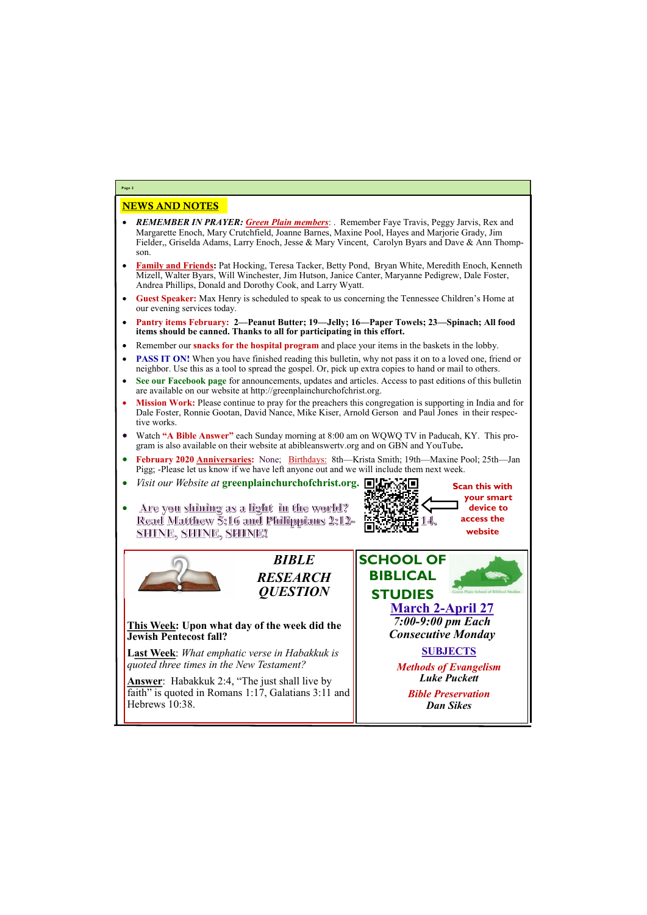## NEWS AND NOTES

- ***REMEMBER IN PRAYER:*** ***Green Plain members***: . Remember Faye Travis, Peggy Jarvis, Rex and Margarette Enoch, Mary Crutchfield, Joanne Barnes, Maxine Pool, Hayes and Marjorie Grady, Jim Fielder,, Griselda Adams, Larry Enoch, Jesse & Mary Vincent, Carolyn Byars and Dave & Ann Thompson.
- **Family and Friends:** Pat Hocking, Teresa Tacker, Betty Pond, Bryan White, Meredith Enoch, Kenneth Mizell, Walter Byars, Will Winchester, Jim Hutson, Janice Canter, Maryanne Pedigrew, Dale Foster, Andrea Phillips, Donald and Dorothy Cook, and Larry Wyatt.
- **Guest Speaker:** Max Henry is scheduled to speak to us concerning the Tennessee Children's Home at our evening services today.
- **Pantry items February: 2—Peanut Butter; 19—Jelly; 16—Paper Towels; 23—Spinach; All food items should be canned. Thanks to all for participating in this effort.**
- Remember our **snacks for the hospital program** and place your items in the baskets in the lobby.
- **PASS IT ON!** When you have finished reading this bulletin, why not pass it on to a loved one, friend or neighbor. Use this as a tool to spread the gospel. Or, pick up extra copies to hand or mail to others.
- **See our Facebook page** for announcements, updates and articles. Access to past editions of this bulletin are available on our website at http://greenplainchurchofchrist.org.
- **Mission Work:** Please continue to pray for the preachers this congregation is supporting in India and for Dale Foster, Ronnie Gootan, David Nance, Mike Kiser, Arnold Gerson and Paul Jones in their respective works.
- Watch **"A Bible Answer"** each Sunday morning at 8:00 am on WQWQ TV in Paducah, KY. This program is also available on their website at abibleanswertv.org and on GBN and YouTube**.**
- **February 2020 Anniversaries:** None; Birthdays: 8th—Krista Smith; 19th—Maxine Pool; 25th—Jan Pigg; -Please let us know if we have left anyone out and we will include them next week.
- *Visit our Website at* **greenplainchurchofchrist.org.**
- **Are you shining as a light in the world? Read Matthew 5:16 and Philippians 2:12-14. SHINE, SHINE, SHINE!**

**Scan this with your smart device to access the website**

### *BIBLE RESEARCH QUESTION*

**This Week: Upon what day of the week did the Jewish Pentecost fall?**

**Last Week**: *What emphatic verse in Habakkuk is quoted three times in the New Testament?*

**Answer**: Habakkuk 2:4, "The just shall live by faith" is quoted in Romans 1:17, Galatians 3:11 and Hebrews 10:38.

### SCHOOL OF BIBLICAL STUDIES

Green Plain School of Biblical Studies

**March 2-April 27**

***7:00-9:00 pm Each Consecutive Monday***

**SUBJECTS**

***Methods of Evangelism***
***Luke Puckett***

***Bible Preservation***
***Dan Sikes***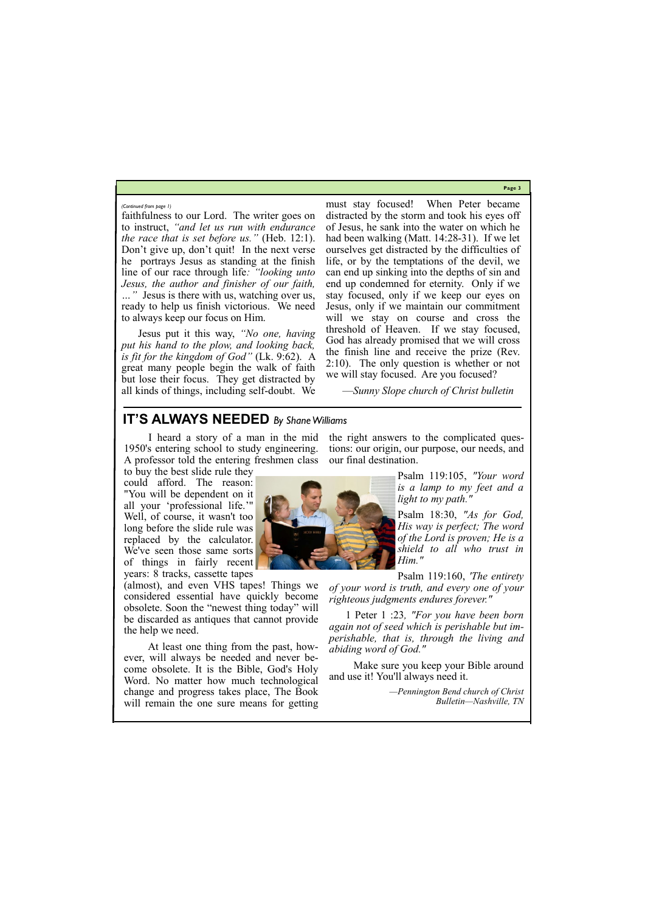*(Continued from page 1)*

faithfulness to our Lord. The writer goes on to instruct, *"and let us run with endurance the race that is set before us."* (Heb. 12:1). Don't give up, don't quit! In the next verse he portrays Jesus as standing at the finish line of our race through life*: "looking unto Jesus, the author and finisher of our faith, …"* Jesus is there with us, watching over us, ready to help us finish victorious. We need to always keep our focus on Him.

Jesus put it this way, *"No one, having put his hand to the plow, and looking back, is fit for the kingdom of God"* (Lk. 9:62). A great many people begin the walk of faith but lose their focus. They get distracted by all kinds of things, including self-doubt. We must stay focused! When Peter became distracted by the storm and took his eyes off of Jesus, he sank into the water on which he had been walking (Matt. 14:28-31). If we let ourselves get distracted by the difficulties of life, or by the temptations of the devil, we can end up sinking into the depths of sin and end up condemned for eternity. Only if we stay focused, only if we keep our eyes on Jesus, only if we maintain our commitment will we stay on course and cross the threshold of Heaven. If we stay focused, God has already promised that we will cross the finish line and receive the prize (Rev. 2:10). The only question is whether or not we will stay focused. Are you focused?

*—Sunny Slope church of Christ bulletin*

## IT'S ALWAYS NEEDED *By Shane Williams*

I heard a story of a man in the mid 1950's entering school to study engineering. A professor told the entering freshmen class to buy the best slide rule they could afford. The reason: "You will be dependent on it all your 'professional life.'" Well, of course, it wasn't too long before the slide rule was replaced by the calculator. We've seen those same sorts of things in fairly recent years: 8 tracks, cassette tapes (almost), and even VHS tapes! Things we considered essential have quickly become obsolete. Soon the "newest thing today" will be discarded as antiques that cannot provide the help we need.

At least one thing from the past, however, will always be needed and never become obsolete. It is the Bible, God's Holy Word. No matter how much technological change and progress takes place, The Book will remain the one sure means for getting the right answers to the complicated questions: our origin, our purpose, our needs, and our final destination.

Psalm 119:105, *"Your word is a lamp to my feet and a light to my path."*

Psalm 18:30, *"As for God, His way is perfect; The word of the Lord is proven; He is a shield to all who trust in Him."*

Psalm 119:160, *'The entirety of your word is truth, and every one of your righteous judgments endures forever."*

1 Peter 1 :23*, "For you have been born again not of seed which is perishable but imperishable, that is, through the living and abiding word of God."*

Make sure you keep your Bible around and use it! You'll always need it.

*—Pennington Bend church of Christ Bulletin—Nashville, TN*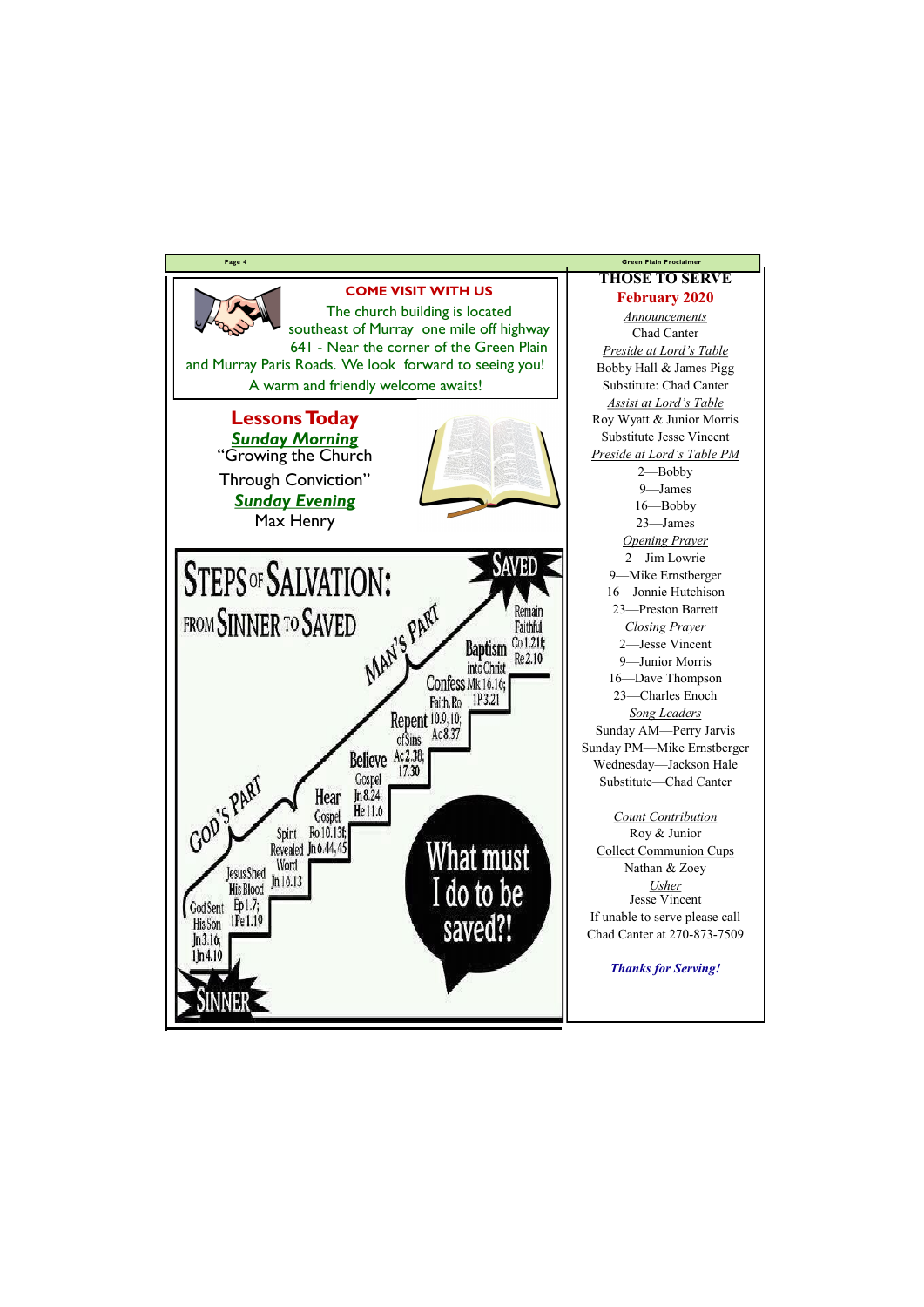## COME VISIT WITH US

The church building is located southeast of Murray one mile off highway 641 - Near the corner of the Green Plain and Murray Paris Roads. We look forward to seeing you! A warm and friendly welcome awaits!

## Lessons Today

***Sunday Morning***

"Growing the Church Through Conviction"

***Sunday Evening***

Max Henry

STEPS OF SALVATION: FROM SINNER TO SAVED

GOD'S PART

God Sent His Son Jn3.16; 1Jn4.10

Jesus Shed His Blood Ep1.7; 1Pe1.19

Spirit Revealed Word Jn16.13

MAN'S PART

Hear Gospel Ro10.13f; Jn6.44,45

Believe Gospel Jn8.24; He11.6

Repent of Sins Ac2.38; 17.30

Confess Faith Ro10.9,10; Ac8.37

Baptism into Christ Mk16.16; 1P3.21

Remain Faithful Co1.21f; Re2.10

SINNER

SAVED

What must I do to be saved?!

## THOSE TO SERVE

### February 2020

*Announcements*
Chad Canter

*Preside at Lord's Table*
Bobby Hall & James Pigg
Substitute: Chad Canter

*Assist at Lord's Table*
Roy Wyatt & Junior Morris
Substitute Jesse Vincent

*Preside at Lord's Table PM*
2—Bobby
9—James
16—Bobby
23—James

*Opening Prayer*
2—Jim Lowrie
9—Mike Ernstberger
16—Jonnie Hutchison
23—Preston Barrett

*Closing Prayer*
2—Jesse Vincent
9—Junior Morris
16—Dave Thompson
23—Charles Enoch

*Song Leaders*
Sunday AM—Perry Jarvis
Sunday PM—Mike Ernstberger
Wednesday—Jackson Hale
Substitute—Chad Canter

*Count Contribution*
Roy & Junior

Collect Communion Cups
Nathan & Zoey

*Usher*
Jesse Vincent

If unable to serve please call Chad Canter at 270-873-7509

***Thanks for Serving!***